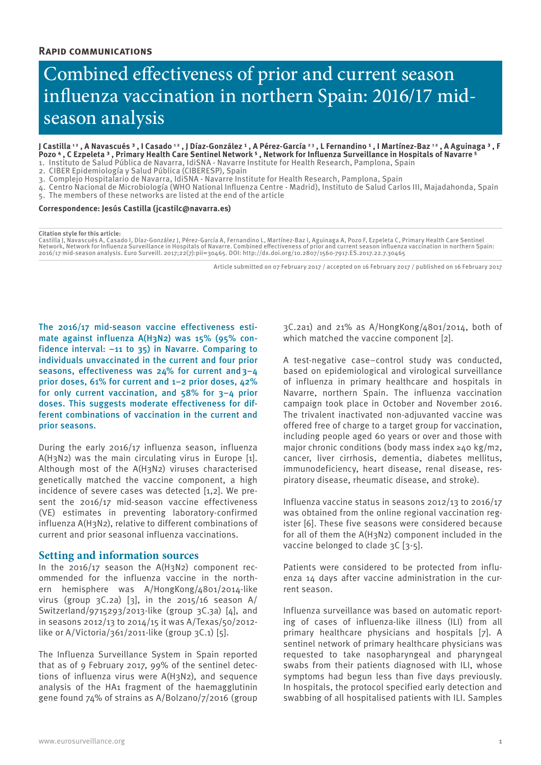**Rapid communications**

# Combined effectiveness of prior and current season influenza vaccination in northern Spain: 2016/17 mid-season analysis

**J Castilla [1,2], A Navascués [3], I Casado [1,2], J Díaz-González [1], A Pérez-García [2,3], L Fernandino [1], I Martínez-Baz [1,2], A Aguinaga [3], F Pozo [4], C Ezpeleta [3], Primary Health Care Sentinel Network [5], Network for Influenza Surveillance in Hospitals of Navarre [5]**

1. Instituto de Salud Pública de Navarra, IdiSNA - Navarre Institute for Health Research, Pamplona, Spain
2. CIBER Epidemiología y Salud Pública (CIBERESP), Spain
3. Complejo Hospitalario de Navarra, IdiSNA - Navarre Institute for Health Research, Pamplona, Spain
4. Centro Nacional de Microbiología (WHO National Influenza Centre - Madrid), Instituto de Salud Carlos III, Majadahonda, Spain
5. The members of these networks are listed at the end of the article

**Correspondence: Jesús Castilla (jcastilc@navarra.es)**

**Citation style for this article:**
Castilla J, Navascués A, Casado I, Díaz-González J, Pérez-García A, Fernandino L, Martínez-Baz I, Aguinaga A, Pozo F, Ezpeleta C, Primary Health Care Sentinel Network, Network for Influenza Surveillance in Hospitals of Navarre. Combined effectiveness of prior and current season influenza vaccination in northern Spain: 2016/17 mid-season analysis. Euro Surveill. 2017;22(7):pii=30465. DOI: http://dx.doi.org/10.2807/1560-7917.ES.2017.22.7.30465

Article submitted on 07 February 2017 / accepted on 16 February 2017 / published on 16 February 2017

**The 2016/17 mid-season vaccine effectiveness estimate against influenza A(H3N2) was 15% (95% confidence interval: −11 to 35) in Navarre. Comparing to individuals unvaccinated in the current and four prior seasons, effectiveness was 24% for current and 3–4 prior doses, 61% for current and 1–2 prior doses, 42% for only current vaccination, and 58% for 3–4 prior doses. This suggests moderate effectiveness for different combinations of vaccination in the current and prior seasons.**

During the early 2016/17 influenza season, influenza A(H3N2) was the main circulating virus in Europe [1]. Although most of the A(H3N2) viruses characterised genetically matched the vaccine component, a high incidence of severe cases was detected [1,2]. We present the 2016/17 mid-season vaccine effectiveness (VE) estimates in preventing laboratory-confirmed influenza A(H3N2), relative to different combinations of current and prior seasonal influenza vaccinations.

## Setting and information sources

In the 2016/17 season the A(H3N2) component recommended for the influenza vaccine in the northern hemisphere was A/HongKong/4801/2014-like virus (group 3C.2a) [3], in the 2015/16 season A/Switzerland/9715293/2013-like (group 3C.3a) [4], and in seasons 2012/13 to 2014/15 it was A/Texas/50/2012-like or A/Victoria/361/2011-like (group 3C.1) [5].

The Influenza Surveillance System in Spain reported that as of 9 February 2017, 99% of the sentinel detections of influenza virus were A(H3N2), and sequence analysis of the HA1 fragment of the haemagglutinin gene found 74% of strains as A/Bolzano/7/2016 (group 3C.2a1) and 21% as A/HongKong/4801/2014, both of which matched the vaccine component [2].

A test-negative case–control study was conducted, based on epidemiological and virological surveillance of influenza in primary healthcare and hospitals in Navarre, northern Spain. The influenza vaccination campaign took place in October and November 2016. The trivalent inactivated non-adjuvanted vaccine was offered free of charge to a target group for vaccination, including people aged 60 years or over and those with major chronic conditions (body mass index ≥40 kg/m2, cancer, liver cirrhosis, dementia, diabetes mellitus, immunodeficiency, heart disease, renal disease, respiratory disease, rheumatic disease, and stroke).

Influenza vaccine status in seasons 2012/13 to 2016/17 was obtained from the online regional vaccination register [6]. These five seasons were considered because for all of them the A(H3N2) component included in the vaccine belonged to clade 3C [3-5].

Patients were considered to be protected from influenza 14 days after vaccine administration in the current season.

Influenza surveillance was based on automatic reporting of cases of influenza-like illness (ILI) from all primary healthcare physicians and hospitals [7]. A sentinel network of primary healthcare physicians was requested to take nasopharyngeal and pharyngeal swabs from their patients diagnosed with ILI, whose symptoms had begun less than five days previously. In hospitals, the protocol specified early detection and swabbing of all hospitalised patients with ILI. Samples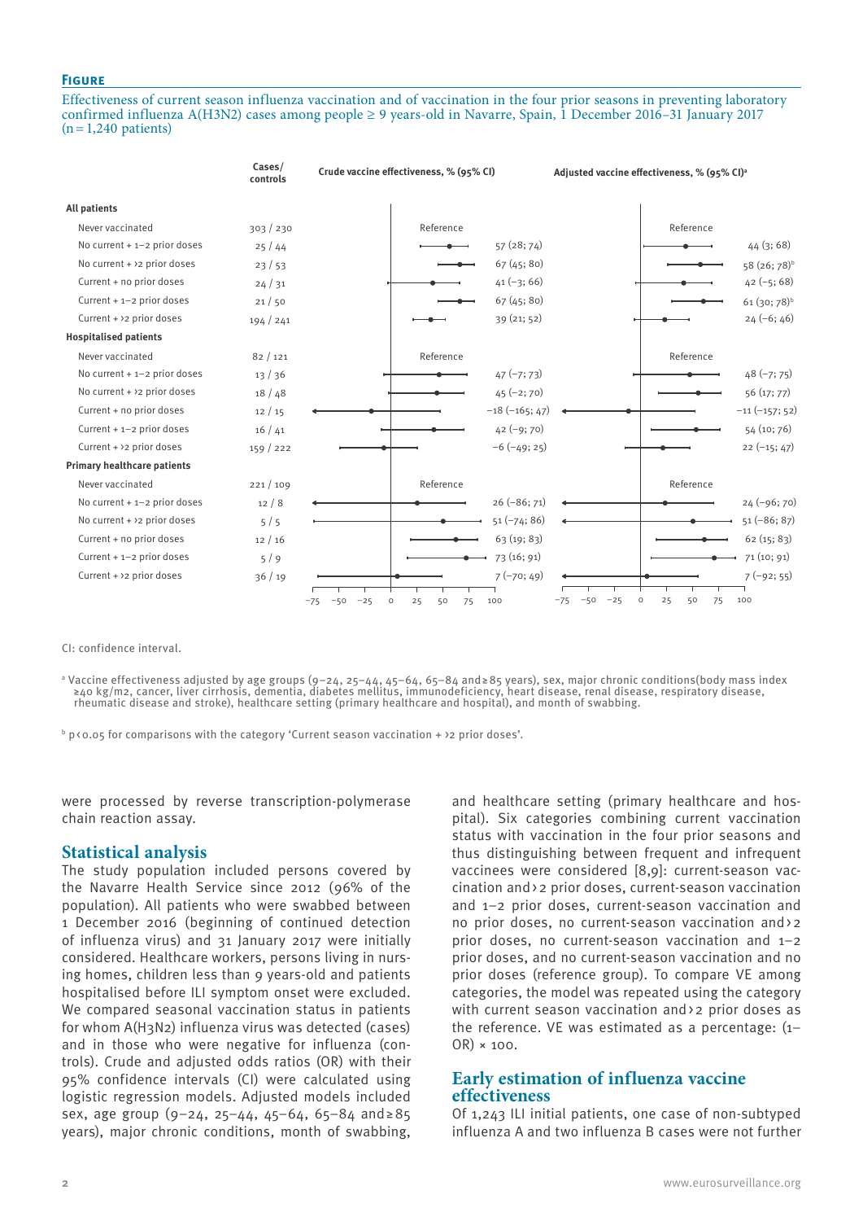**Figure**

Effectiveness of current season influenza vaccination and of vaccination in the four prior seasons in preventing laboratory confirmed influenza A(H3N2) cases among people ≥ 9 years-old in Navarre, Spain, 1 December 2016–31 January 2017 (n = 1,240 patients)

| | Cases/ controls | Crude vaccine effectiveness, % (95% CI) | Adjusted vaccine effectiveness, % (95% CI)[a] |
|---|---|---|---|
| **All patients** | | | |
| Never vaccinated | 303 / 230 | Reference | Reference |
| No current + 1–2 prior doses | 25 / 44 | 57 (28; 74) | 44 (3; 68) |
| No current + >2 prior doses | 23 / 53 | 67 (45; 80) | 58 (26; 78)[b] |
| Current + no prior doses | 24 / 31 | 41 (−3; 66) | 42 (−5; 68) |
| Current + 1–2 prior doses | 21 / 50 | 67 (45; 80) | 61 (30; 78)[b] |
| Current + >2 prior doses | 194 / 241 | 39 (21; 52) | 24 (−6; 46) |
| **Hospitalised patients** | | | |
| Never vaccinated | 82 / 121 | Reference | Reference |
| No current + 1–2 prior doses | 13 / 36 | 47 (−7; 73) | 48 (−7; 75) |
| No current + >2 prior doses | 18 / 48 | 45 (−2; 70) | 56 (17; 77) |
| Current + no prior doses | 12 / 15 | −18 (−165; 47) | −11 (−157; 52) |
| Current + 1–2 prior doses | 16 / 41 | 42 (−9; 70) | 54 (10; 76) |
| Current + >2 prior doses | 159 / 222 | −6 (−49; 25) | 22 (−15; 47) |
| **Primary healthcare patients** | | | |
| Never vaccinated | 221 / 109 | Reference | Reference |
| No current + 1–2 prior doses | 12 / 8 | 26 (−86; 71) | 24 (−96; 70) |
| No current + >2 prior doses | 5 / 5 | 51 (−74; 86) | 51 (−86; 87) |
| Current + no prior doses | 12 / 16 | 63 (19; 83) | 62 (15; 83) |
| Current + 1–2 prior doses | 5 / 9 | 73 (16; 91) | 71 (10; 91) |
| Current + >2 prior doses | 36 / 19 | 7 (−70; 49) | 7 (−92; 55) |

CI: confidence interval.

[a] Vaccine effectiveness adjusted by age groups (9–24, 25–44, 45–64, 65–84 and ≥ 85 years), sex, major chronic conditions(body mass index ≥40 kg/m2, cancer, liver cirrhosis, dementia, diabetes mellitus, immunodeficiency, heart disease, renal disease, respiratory disease, rheumatic disease and stroke), healthcare setting (primary healthcare and hospital), and month of swabbing.

[b] p < 0.05 for comparisons with the category 'Current season vaccination + >2 prior doses'.

were processed by reverse transcription-polymerase chain reaction assay.

## Statistical analysis

The study population included persons covered by the Navarre Health Service since 2012 (96% of the population). All patients who were swabbed between 1 December 2016 (beginning of continued detection of influenza virus) and 31 January 2017 were initially considered. Healthcare workers, persons living in nursing homes, children less than 9 years-old and patients hospitalised before ILI symptom onset were excluded. We compared seasonal vaccination status in patients for whom A(H3N2) influenza virus was detected (cases) and in those who were negative for influenza (controls). Crude and adjusted odds ratios (OR) with their 95% confidence intervals (CI) were calculated using logistic regression models. Adjusted models included sex, age group (9–24, 25–44, 45–64, 65–84 and ≥ 85 years), major chronic conditions, month of swabbing, and healthcare setting (primary healthcare and hospital). Six categories combining current vaccination status with vaccination in the four prior seasons and thus distinguishing between frequent and infrequent vaccinees were considered [8,9]: current-season vaccination and > 2 prior doses, current-season vaccination and 1–2 prior doses, current-season vaccination and no prior doses, no current-season vaccination and > 2 prior doses, no current-season vaccination and 1–2 prior doses, and no current-season vaccination and no prior doses (reference group). To compare VE among categories, the model was repeated using the category with current season vaccination and > 2 prior doses as the reference. VE was estimated as a percentage: (1–OR) × 100.

## Early estimation of influenza vaccine effectiveness

Of 1,243 ILI initial patients, one case of non-subtyped influenza A and two influenza B cases were not further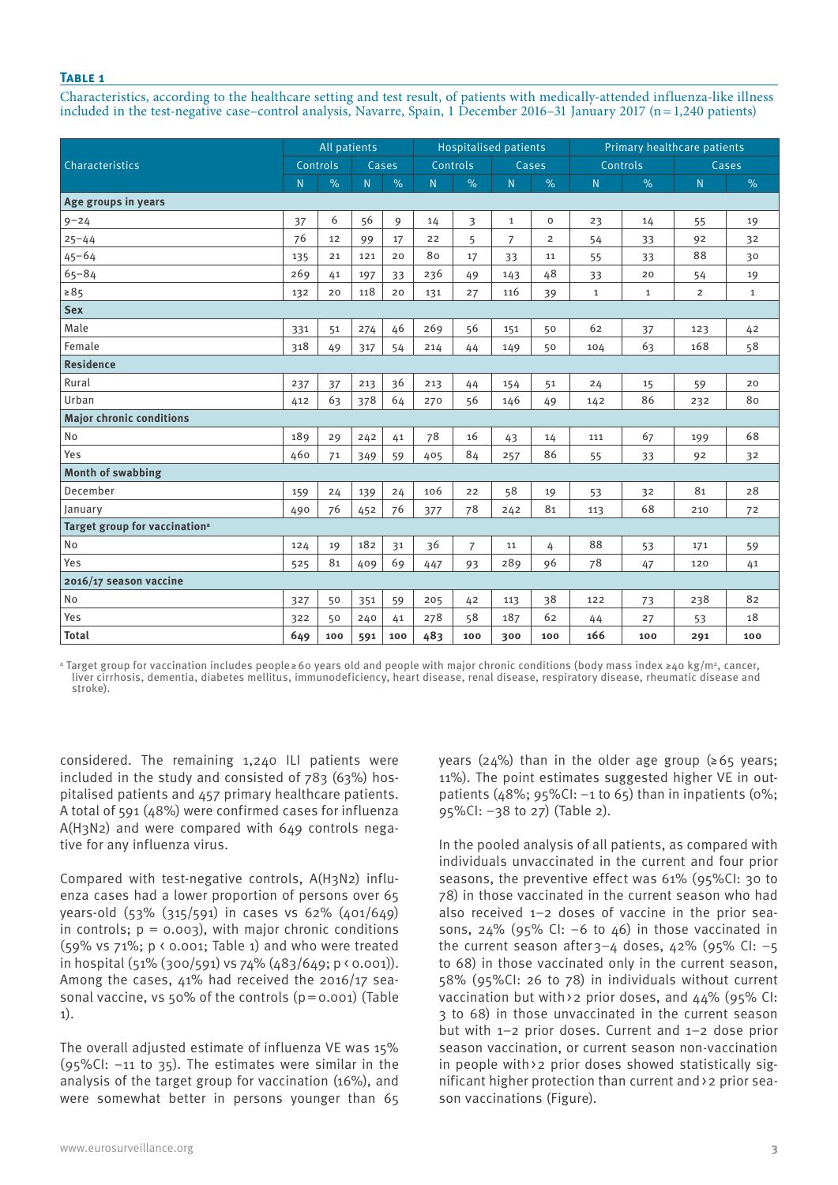**Table 1**

Characteristics, according to the healthcare setting and test result, of patients with medically-attended influenza-like illness included in the test-negative case–control analysis, Navarre, Spain, 1 December 2016–31 January 2017 (n = 1,240 patients)

| Characteristics | All patients | | | | Hospitalised patients | | | | Primary healthcare patients | | | |
|---|---|---|---|---|---|---|---|---|---|---|---|---|
| | Controls | | Cases | | Controls | | Cases | | Controls | | Cases | |
| | N | % | N | % | N | % | N | % | N | % | N | % |
| **Age groups in years** | | | | | | | | | | | | |
| 9–24 | 37 | 6 | 56 | 9 | 14 | 3 | 1 | 0 | 23 | 14 | 55 | 19 |
| 25–44 | 76 | 12 | 99 | 17 | 22 | 5 | 7 | 2 | 54 | 33 | 92 | 32 |
| 45–64 | 135 | 21 | 121 | 20 | 80 | 17 | 33 | 11 | 55 | 33 | 88 | 30 |
| 65–84 | 269 | 41 | 197 | 33 | 236 | 49 | 143 | 48 | 33 | 20 | 54 | 19 |
| ≥85 | 132 | 20 | 118 | 20 | 131 | 27 | 116 | 39 | 1 | 1 | 2 | 1 |
| **Sex** | | | | | | | | | | | | |
| Male | 331 | 51 | 274 | 46 | 269 | 56 | 151 | 50 | 62 | 37 | 123 | 42 |
| Female | 318 | 49 | 317 | 54 | 214 | 44 | 149 | 50 | 104 | 63 | 168 | 58 |
| **Residence** | | | | | | | | | | | | |
| Rural | 237 | 37 | 213 | 36 | 213 | 44 | 154 | 51 | 24 | 15 | 59 | 20 |
| Urban | 412 | 63 | 378 | 64 | 270 | 56 | 146 | 49 | 142 | 86 | 232 | 80 |
| **Major chronic conditions** | | | | | | | | | | | | |
| No | 189 | 29 | 242 | 41 | 78 | 16 | 43 | 14 | 111 | 67 | 199 | 68 |
| Yes | 460 | 71 | 349 | 59 | 405 | 84 | 257 | 86 | 55 | 33 | 92 | 32 |
| **Month of swabbing** | | | | | | | | | | | | |
| December | 159 | 24 | 139 | 24 | 106 | 22 | 58 | 19 | 53 | 32 | 81 | 28 |
| January | 490 | 76 | 452 | 76 | 377 | 78 | 242 | 81 | 113 | 68 | 210 | 72 |
| **Target group for vaccination[a]** | | | | | | | | | | | | |
| No | 124 | 19 | 182 | 31 | 36 | 7 | 11 | 4 | 88 | 53 | 171 | 59 |
| Yes | 525 | 81 | 409 | 69 | 447 | 93 | 289 | 96 | 78 | 47 | 120 | 41 |
| **2016/17 season vaccine** | | | | | | | | | | | | |
| No | 327 | 50 | 351 | 59 | 205 | 42 | 113 | 38 | 122 | 73 | 238 | 82 |
| Yes | 322 | 50 | 240 | 41 | 278 | 58 | 187 | 62 | 44 | 27 | 53 | 18 |
| **Total** | **649** | **100** | **591** | **100** | **483** | **100** | **300** | **100** | **166** | **100** | **291** | **100** |

[a] Target group for vaccination includes people ≥ 60 years old and people with major chronic conditions (body mass index ≥40 kg/m², cancer, liver cirrhosis, dementia, diabetes mellitus, immunodeficiency, heart disease, renal disease, respiratory disease, rheumatic disease and stroke).

considered. The remaining 1,240 ILI patients were included in the study and consisted of 783 (63%) hospitalised patients and 457 primary healthcare patients. A total of 591 (48%) were confirmed cases for influenza A(H3N2) and were compared with 649 controls negative for any influenza virus.

Compared with test-negative controls, A(H3N2) influenza cases had a lower proportion of persons over 65 years-old (53% (315/591) in cases vs 62% (401/649) in controls; p = 0.003), with major chronic conditions (59% vs 71%; p < 0.001; Table 1) and who were treated in hospital (51% (300/591) vs 74% (483/649; p < 0.001)). Among the cases, 41% had received the 2016/17 seasonal vaccine, vs 50% of the controls (p = 0.001) (Table 1).

The overall adjusted estimate of influenza VE was 15% (95%CI: −11 to 35). The estimates were similar in the analysis of the target group for vaccination (16%), and were somewhat better in persons younger than 65 years (24%) than in the older age group (≥65 years; 11%). The point estimates suggested higher VE in outpatients (48%; 95%CI: −1 to 65) than in inpatients (0%; 95%CI: −38 to 27) (Table 2).

In the pooled analysis of all patients, as compared with individuals unvaccinated in the current and four prior seasons, the preventive effect was 61% (95%CI: 30 to 78) in those vaccinated in the current season who had also received 1–2 doses of vaccine in the prior seasons, 24% (95% CI: −6 to 46) in those vaccinated in the current season after 3–4 doses, 42% (95% CI: −5 to 68) in those vaccinated only in the current season, 58% (95%CI: 26 to 78) in individuals without current vaccination but with > 2 prior doses, and 44% (95% CI: 3 to 68) in those unvaccinated in the current season but with 1–2 prior doses. Current and 1–2 dose prior season vaccination, or current season non-vaccination in people with > 2 prior doses showed statistically significant higher protection than current and > 2 prior season vaccinations (Figure).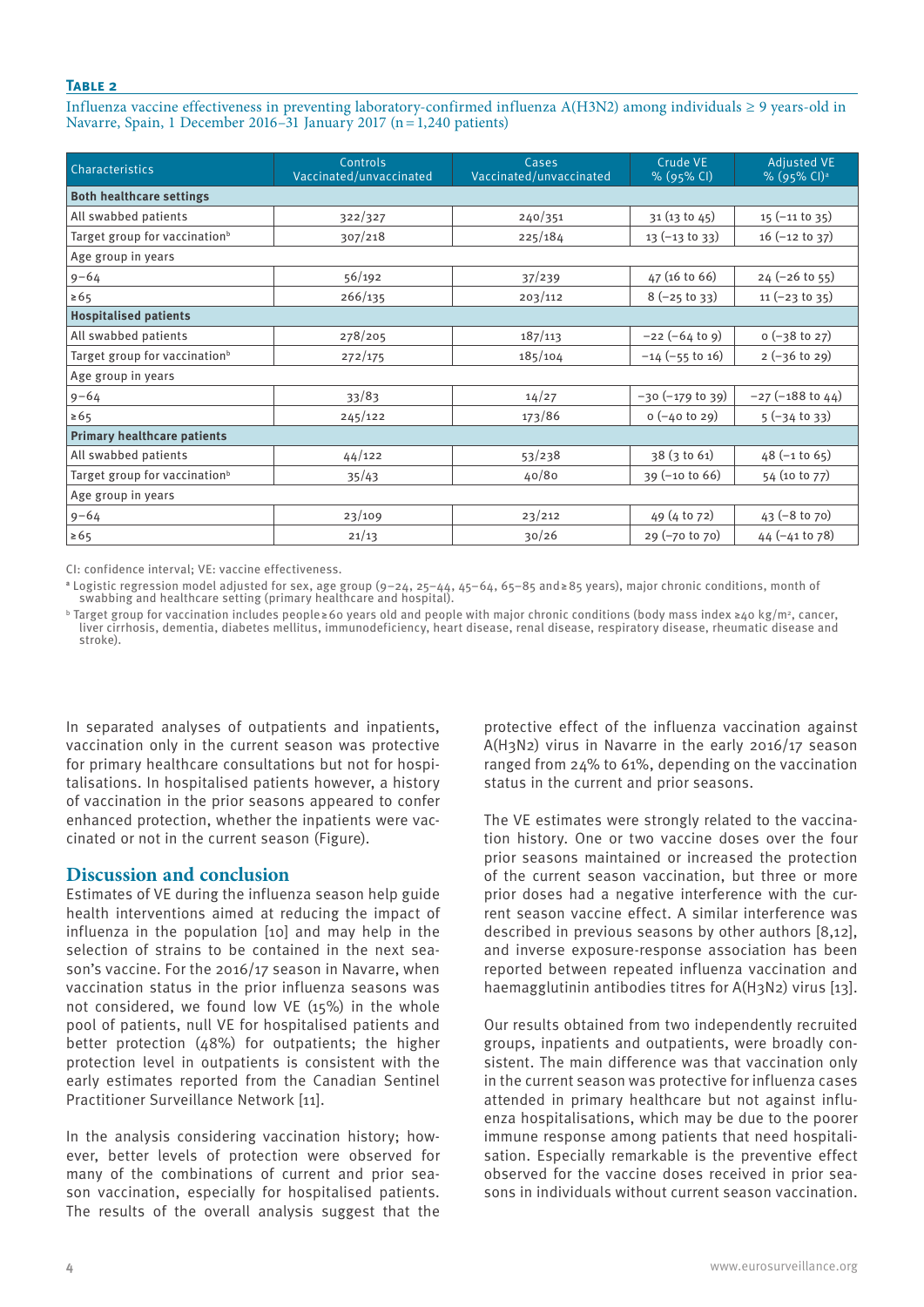**Table 2**

Influenza vaccine effectiveness in preventing laboratory-confirmed influenza A(H3N2) among individuals ≥ 9 years-old in Navarre, Spain, 1 December 2016–31 January 2017 (n = 1,240 patients)

| Characteristics | Controls Vaccinated/unvaccinated | Cases Vaccinated/unvaccinated | Crude VE % (95% CI) | Adjusted VE % (95% CI)[a] |
|---|---|---|---|---|
| **Both healthcare settings** | | | | |
| All swabbed patients | 322/327 | 240/351 | 31 (13 to 45) | 15 (−11 to 35) |
| Target group for vaccination[b] | 307/218 | 225/184 | 13 (−13 to 33) | 16 (−12 to 37) |
| Age group in years | | | | |
| 9–64 | 56/192 | 37/239 | 47 (16 to 66) | 24 (−26 to 55) |
| ≥65 | 266/135 | 203/112 | 8 (−25 to 33) | 11 (−23 to 35) |
| **Hospitalised patients** | | | | |
| All swabbed patients | 278/205 | 187/113 | −22 (−64 to 9) | 0 (−38 to 27) |
| Target group for vaccination[b] | 272/175 | 185/104 | −14 (−55 to 16) | 2 (−36 to 29) |
| Age group in years | | | | |
| 9–64 | 33/83 | 14/27 | −30 (−179 to 39) | −27 (−188 to 44) |
| ≥65 | 245/122 | 173/86 | 0 (−40 to 29) | 5 (−34 to 33) |
| **Primary healthcare patients** | | | | |
| All swabbed patients | 44/122 | 53/238 | 38 (3 to 61) | 48 (−1 to 65) |
| Target group for vaccination[b] | 35/43 | 40/80 | 39 (−10 to 66) | 54 (10 to 77) |
| Age group in years | | | | |
| 9–64 | 23/109 | 23/212 | 49 (4 to 72) | 43 (−8 to 70) |
| ≥65 | 21/13 | 30/26 | 29 (−70 to 70) | 44 (−41 to 78) |

CI: confidence interval; VE: vaccine effectiveness.

[a] Logistic regression model adjusted for sex, age group (9–24, 25–44, 45–64, 65–85 and ≥ 85 years), major chronic conditions, month of swabbing and healthcare setting (primary healthcare and hospital).

[b] Target group for vaccination includes people ≥ 60 years old and people with major chronic conditions (body mass index ≥40 kg/m$^2$, cancer, liver cirrhosis, dementia, diabetes mellitus, immunodeficiency, heart disease, renal disease, respiratory disease, rheumatic disease and stroke).

In separated analyses of outpatients and inpatients, vaccination only in the current season was protective for primary healthcare consultations but not for hospitalisations. In hospitalised patients however, a history of vaccination in the prior seasons appeared to confer enhanced protection, whether the inpatients were vaccinated or not in the current season (Figure).

## Discussion and conclusion

Estimates of VE during the influenza season help guide health interventions aimed at reducing the impact of influenza in the population [10] and may help in the selection of strains to be contained in the next season's vaccine. For the 2016/17 season in Navarre, when vaccination status in the prior influenza seasons was not considered, we found low VE (15%) in the whole pool of patients, null VE for hospitalised patients and better protection (48%) for outpatients; the higher protection level in outpatients is consistent with the early estimates reported from the Canadian Sentinel Practitioner Surveillance Network [11].

In the analysis considering vaccination history; however, better levels of protection were observed for many of the combinations of current and prior season vaccination, especially for hospitalised patients. The results of the overall analysis suggest that the protective effect of the influenza vaccination against A(H3N2) virus in Navarre in the early 2016/17 season ranged from 24% to 61%, depending on the vaccination status in the current and prior seasons.

The VE estimates were strongly related to the vaccination history. One or two vaccine doses over the four prior seasons maintained or increased the protection of the current season vaccination, but three or more prior doses had a negative interference with the current season vaccine effect. A similar interference was described in previous seasons by other authors [8,12], and inverse exposure-response association has been reported between repeated influenza vaccination and haemagglutinin antibodies titres for A(H3N2) virus [13].

Our results obtained from two independently recruited groups, inpatients and outpatients, were broadly consistent. The main difference was that vaccination only in the current season was protective for influenza cases attended in primary healthcare but not against influenza hospitalisations, which may be due to the poorer immune response among patients that need hospitalisation. Especially remarkable is the preventive effect observed for the vaccine doses received in prior seasons in individuals without current season vaccination.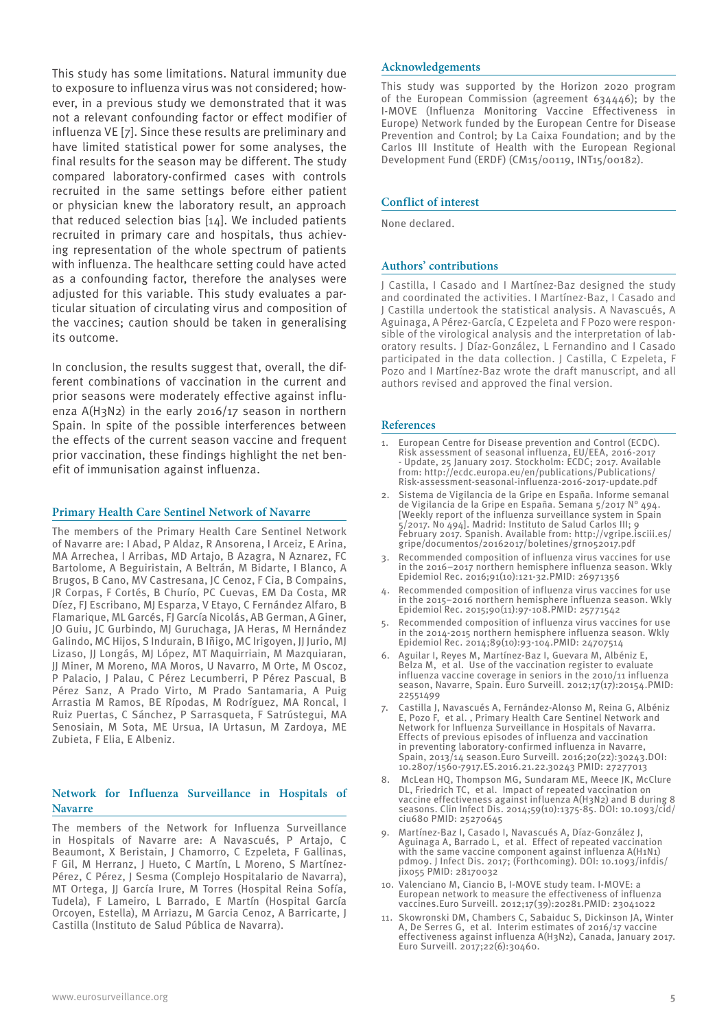This study has some limitations. Natural immunity due to exposure to influenza virus was not considered; however, in a previous study we demonstrated that it was not a relevant confounding factor or effect modifier of influenza VE [7]. Since these results are preliminary and have limited statistical power for some analyses, the final results for the season may be different. The study compared laboratory-confirmed cases with controls recruited in the same settings before either patient or physician knew the laboratory result, an approach that reduced selection bias [14]. We included patients recruited in primary care and hospitals, thus achieving representation of the whole spectrum of patients with influenza. The healthcare setting could have acted as a confounding factor, therefore the analyses were adjusted for this variable. This study evaluates a particular situation of circulating virus and composition of the vaccines; caution should be taken in generalising its outcome.

In conclusion, the results suggest that, overall, the different combinations of vaccination in the current and prior seasons were moderately effective against influenza A(H3N2) in the early 2016/17 season in northern Spain. In spite of the possible interferences between the effects of the current season vaccine and frequent prior vaccination, these findings highlight the net benefit of immunisation against influenza.

## Primary Health Care Sentinel Network of Navarre

The members of the Primary Health Care Sentinel Network of Navarre are: I Abad, P Aldaz, R Ansorena, I Arceiz, E Arina, MA Arrechea, I Arribas, MD Artajo, B Azagra, N Aznarez, FC Bartolome, A Beguiristain, A Beltrán, M Bidarte, I Blanco, A Brugos, B Cano, MV Castresana, JC Cenoz, F Cia, B Compains, JR Corpas, F Cortés, B Churío, PC Cuevas, EM Da Costa, MR Díez, FJ Escribano, MJ Esparza, V Etayo, C Fernández Alfaro, B Flamarique, ML Garcés, FJ García Nicolás, AB German, A Giner, JO Guiu, JC Gurbindo, MJ Guruchaga, JA Heras, M Hernández Galindo, MC Hijos, S Indurain, B Iñigo, MC Irigoyen, JJ Jurio, MJ Lizaso, JJ Longás, MJ López, MT Maquirriain, M Mazquiaran, JJ Miner, M Moreno, MA Moros, U Navarro, M Orte, M Oscoz, P Palacio, J Palau, C Pérez Lecumberri, P Pérez Pascual, B Pérez Sanz, A Prado Virto, M Prado Santamaria, A Puig Arrastia M Ramos, BE Rípodas, M Rodríguez, MA Roncal, I Ruiz Puertas, C Sánchez, P Sarrasqueta, F Satrústegui, MA Senosiain, M Sota, ME Ursua, IA Urtasun, M Zardoya, ME Zubieta, F Elia, E Albeniz.

## Network for Influenza Surveillance in Hospitals of Navarre

The members of the Network for Influenza Surveillance in Hospitals of Navarre are: A Navascués, P Artajo, C Beaumont, X Beristain, J Chamorro, C Ezpeleta, F Gallinas, F Gil, M Herranz, J Hueto, C Martín, L Moreno, S Martínez-Pérez, C Pérez, J Sesma (Complejo Hospitalario de Navarra), MT Ortega, JJ García Irure, M Torres (Hospital Reina Sofía, Tudela), F Lameiro, L Barrado, E Martín (Hospital García Orcoyen, Estella), M Arriazu, M Garcia Cenoz, A Barricarte, J Castilla (Instituto de Salud Pública de Navarra).

## Acknowledgements

This study was supported by the Horizon 2020 program of the European Commission (agreement 634446); by the I-MOVE (Influenza Monitoring Vaccine Effectiveness in Europe) Network funded by the European Centre for Disease Prevention and Control; by La Caixa Foundation; and by the Carlos III Institute of Health with the European Regional Development Fund (ERDF) (CM15/00119, INT15/00182).

## Conflict of interest

None declared.

## Authors' contributions

J Castilla, I Casado and I Martínez-Baz designed the study and coordinated the activities. I Martínez-Baz, I Casado and J Castilla undertook the statistical analysis. A Navascués, A Aguinaga, A Pérez-García, C Ezpeleta and F Pozo were responsible of the virological analysis and the interpretation of laboratory results. J Díaz-González, L Fernandino and I Casado participated in the data collection. J Castilla, C Ezpeleta, F Pozo and I Martínez-Baz wrote the draft manuscript, and all authors revised and approved the final version.

## References

1. European Centre for Disease prevention and Control (ECDC). Risk assessment of seasonal influenza, EU/EEA, 2016-2017 - Update, 25 January 2017. Stockholm: ECDC; 2017. Available from: http://ecdc.europa.eu/en/publications/Publications/Risk-assessment-seasonal-influenza-2016-2017-update.pdf
2. Sistema de Vigilancia de la Gripe en España. Informe semanal de Vigilancia de la Gripe en España. Semana 5/2017 Nº 494. [Weekly report of the influenza surveillance system in Spain 5/2017. No 494]. Madrid: Instituto de Salud Carlos III; 9 February 2017. Spanish. Available from: http://vgripe.isciii.es/gripe/documentos/20162017/boletines/grn052017.pdf
3. Recommended composition of influenza virus vaccines for use in the 2016–2017 northern hemisphere influenza season. Wkly Epidemiol Rec. 2016;91(10):121-32.PMID: 26971356
4. Recommended composition of influenza virus vaccines for use in the 2015–2016 northern hemisphere influenza season. Wkly Epidemiol Rec. 2015;90(11):97-108.PMID: 25771542
5. Recommended composition of influenza virus vaccines for use in the 2014-2015 northern hemisphere influenza season. Wkly Epidemiol Rec. 2014;89(10):93-104.PMID: 24707514
6. Aguilar I, Reyes M, Martínez-Baz I, Guevara M, Albéniz E, Belza M, et al. Use of the vaccination register to evaluate influenza vaccine coverage in seniors in the 2010/11 influenza season, Navarre, Spain. Euro Surveill. 2012;17(17):20154.PMID: 22551499
7. Castilla J, Navascués A, Fernández-Alonso M, Reina G, Albéniz E, Pozo F, et al. , Primary Health Care Sentinel Network and Network for Influenza Surveillance in Hospitals of Navarra. Effects of previous episodes of influenza and vaccination in preventing laboratory-confirmed influenza in Navarre, Spain, 2013/14 season.Euro Surveill. 2016;20(22):30243.DOI: 10.2807/1560-7917.ES.2016.21.22.30243 PMID: 27277013
8. McLean HQ, Thompson MG, Sundaram ME, Meece JK, McClure DL, Friedrich TC, et al. Impact of repeated vaccination on vaccine effectiveness against influenza A(H3N2) and B during 8 seasons. Clin Infect Dis. 2014;59(10):1375-85. DOI: 10.1093/cid/ciu680 PMID: 25270645
9. Martínez-Baz I, Casado I, Navascués A, Díaz-González J, Aguinaga A, Barrado L, et al. Effect of repeated vaccination with the same vaccine component against influenza A(H1N1)pdm09. J Infect Dis. 2017; (Forthcoming). DOI: 10.1093/infdis/jix055 PMID: 28170032
10. Valenciano M, Ciancio B, I-MOVE study team. I-MOVE: a European network to measure the effectiveness of influenza vaccines.Euro Surveill. 2012;17(39):20281.PMID: 23041022
11. Skowronski DM, Chambers C, Sabaiduc S, Dickinson JA, Winter A, De Serres G, et al. Interim estimates of 2016/17 vaccine effectiveness against influenza A(H3N2), Canada, January 2017. Euro Surveill. 2017;22(6):30460.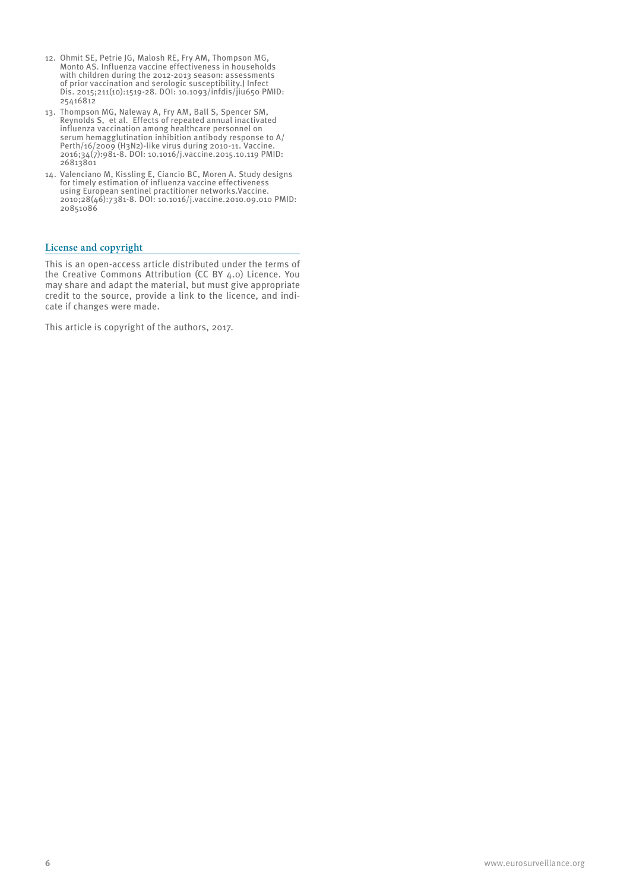12. Ohmit SE, Petrie JG, Malosh RE, Fry AM, Thompson MG, Monto AS. Influenza vaccine effectiveness in households with children during the 2012-2013 season: assessments of prior vaccination and serologic susceptibility.J Infect Dis. 2015;211(10):1519-28. DOI: 10.1093/infdis/jiu650 PMID: 25416812
13. Thompson MG, Naleway A, Fry AM, Ball S, Spencer SM, Reynolds S, et al. Effects of repeated annual inactivated influenza vaccination among healthcare personnel on serum hemagglutination inhibition antibody response to A/Perth/16/2009 (H3N2)-like virus during 2010-11. Vaccine. 2016;34(7):981-8. DOI: 10.1016/j.vaccine.2015.10.119 PMID: 26813801
14. Valenciano M, Kissling E, Ciancio BC, Moren A. Study designs for timely estimation of influenza vaccine effectiveness using European sentinel practitioner networks.Vaccine. 2010;28(46):7381-8. DOI: 10.1016/j.vaccine.2010.09.010 PMID: 20851086

## License and copyright

This is an open-access article distributed under the terms of the Creative Commons Attribution (CC BY 4.0) Licence. You may share and adapt the material, but must give appropriate credit to the source, provide a link to the licence, and indicate if changes were made.

This article is copyright of the authors, 2017.